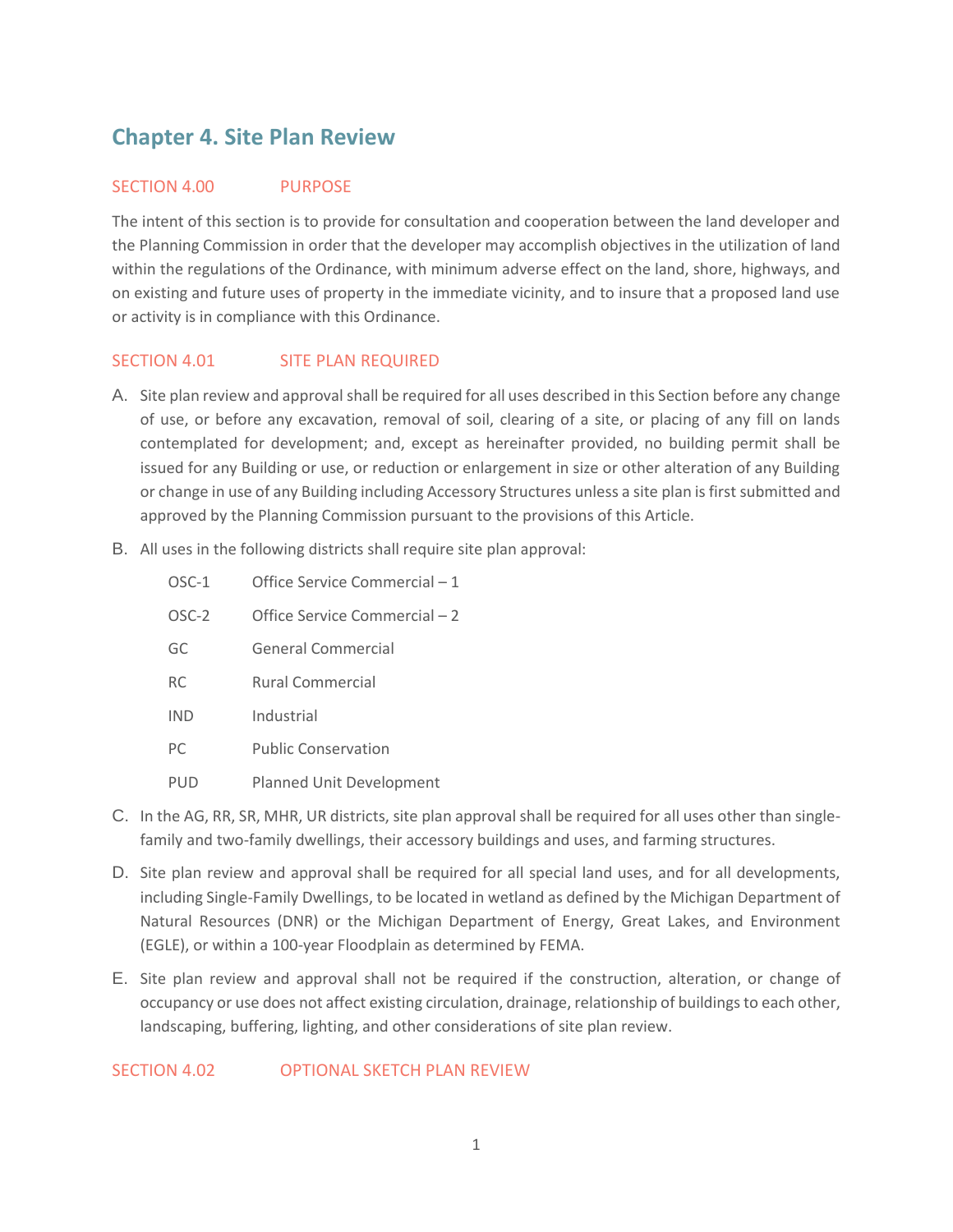# Chapter 4. Site Plan Review

## SECTION 4.00 PURPOSE

The intent of this section is to provide for consultation and cooperation between the land developer and the Planning Commission in order that the developer may accomplish objectives in the utilization of land within the regulations of the Ordinance, with minimum adverse effect on the land, shore, highways, and on existing and future uses of property in the immediate vicinity, and to insure that a proposed land use or activity is in compliance with this Ordinance.

## SECTION 4.01 SITE PLAN REQUIRED

A. Site plan review and approval shall be required for all uses described in this Section before any change of use, or before any excavation, removal of soil, clearing of a site, or placing of any fill on lands contemplated for development; and, except as hereinafter provided, no building permit shall be issued for any Building or use, or reduction or enlargement in size or other alteration of any Building or change in use of any Building including Accessory Structures unless a site plan is first submitted and approved by the Planning Commission pursuant to the provisions of this Article.

B. All uses in the following districts shall require site plan approval:

| | |
|---|---|
| OSC-1 | Office Service Commercial – 1 |
| OSC-2 | Office Service Commercial – 2 |
| GC | General Commercial |
| RC | Rural Commercial |
| IND | Industrial |
| PC | Public Conservation |
| PUD | Planned Unit Development |

C. In the AG, RR, SR, MHR, UR districts, site plan approval shall be required for all uses other than single-family and two-family dwellings, their accessory buildings and uses, and farming structures.

D. Site plan review and approval shall be required for all special land uses, and for all developments, including Single-Family Dwellings, to be located in wetland as defined by the Michigan Department of Natural Resources (DNR) or the Michigan Department of Energy, Great Lakes, and Environment (EGLE), or within a 100-year Floodplain as determined by FEMA.

E. Site plan review and approval shall not be required if the construction, alteration, or change of occupancy or use does not affect existing circulation, drainage, relationship of buildings to each other, landscaping, buffering, lighting, and other considerations of site plan review.

## SECTION 4.02 OPTIONAL SKETCH PLAN REVIEW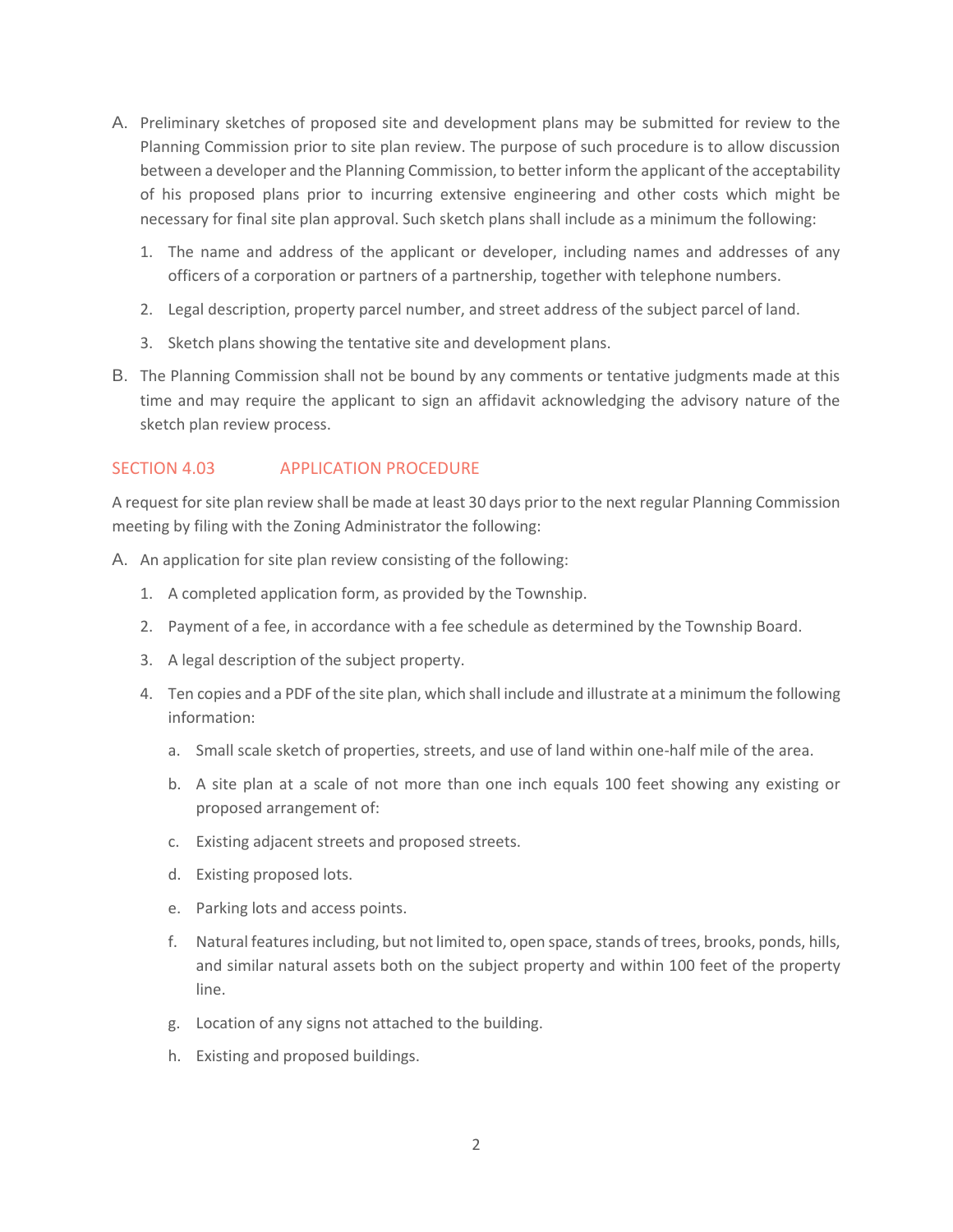A. Preliminary sketches of proposed site and development plans may be submitted for review to the Planning Commission prior to site plan review. The purpose of such procedure is to allow discussion between a developer and the Planning Commission, to better inform the applicant of the acceptability of his proposed plans prior to incurring extensive engineering and other costs which might be necessary for final site plan approval. Such sketch plans shall include as a minimum the following:

   1. The name and address of the applicant or developer, including names and addresses of any officers of a corporation or partners of a partnership, together with telephone numbers.

   2. Legal description, property parcel number, and street address of the subject parcel of land.

   3. Sketch plans showing the tentative site and development plans.

B. The Planning Commission shall not be bound by any comments or tentative judgments made at this time and may require the applicant to sign an affidavit acknowledging the advisory nature of the sketch plan review process.

## SECTION 4.03 APPLICATION PROCEDURE

A request for site plan review shall be made at least 30 days prior to the next regular Planning Commission meeting by filing with the Zoning Administrator the following:

A. An application for site plan review consisting of the following:

   1. A completed application form, as provided by the Township.

   2. Payment of a fee, in accordance with a fee schedule as determined by the Township Board.

   3. A legal description of the subject property.

   4. Ten copies and a PDF of the site plan, which shall include and illustrate at a minimum the following information:

      a. Small scale sketch of properties, streets, and use of land within one-half mile of the area.

      b. A site plan at a scale of not more than one inch equals 100 feet showing any existing or proposed arrangement of:

      c. Existing adjacent streets and proposed streets.

      d. Existing proposed lots.

      e. Parking lots and access points.

      f. Natural features including, but not limited to, open space, stands of trees, brooks, ponds, hills, and similar natural assets both on the subject property and within 100 feet of the property line.

      g. Location of any signs not attached to the building.

      h. Existing and proposed buildings.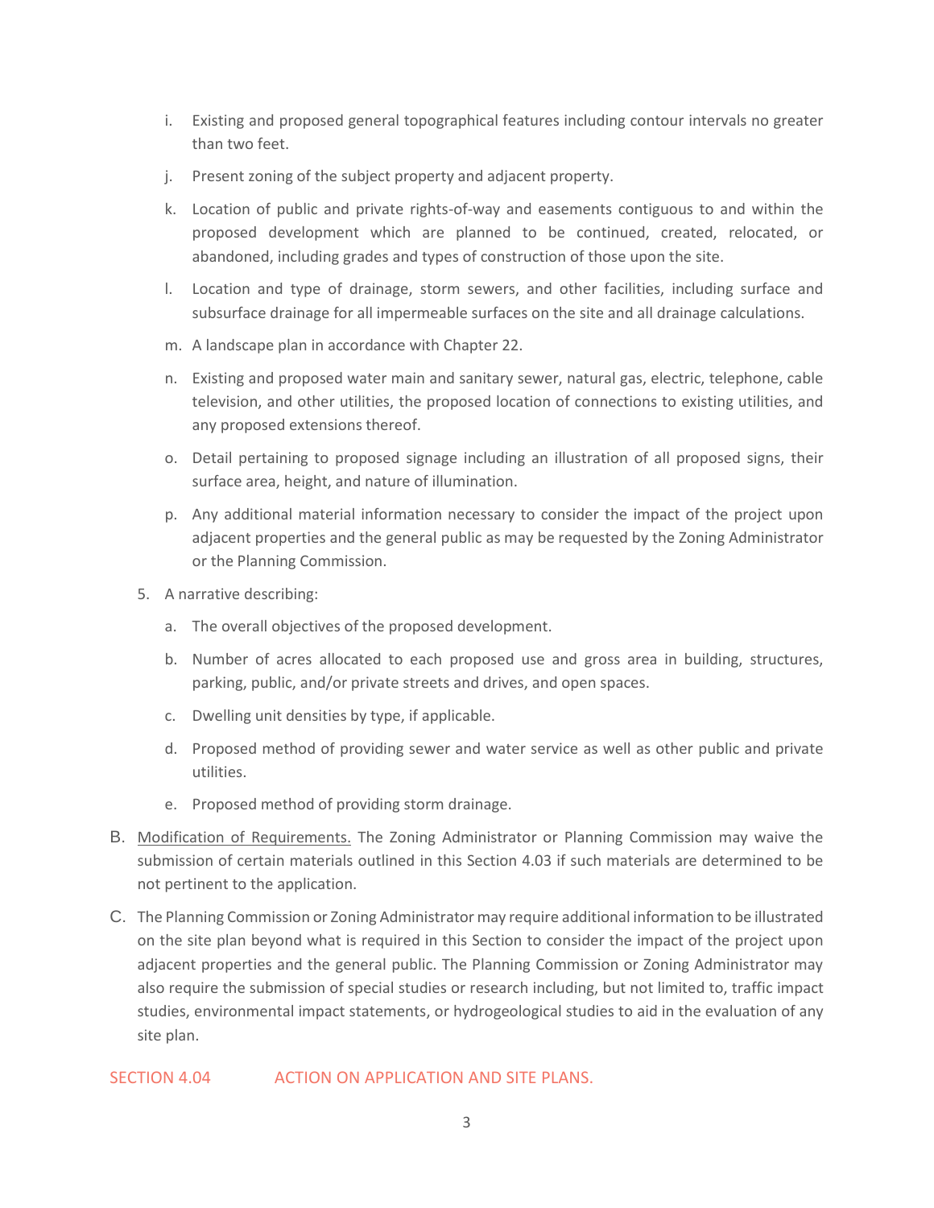i. Existing and proposed general topographical features including contour intervals no greater than two feet.

j. Present zoning of the subject property and adjacent property.

k. Location of public and private rights-of-way and easements contiguous to and within the proposed development which are planned to be continued, created, relocated, or abandoned, including grades and types of construction of those upon the site.

l. Location and type of drainage, storm sewers, and other facilities, including surface and subsurface drainage for all impermeable surfaces on the site and all drainage calculations.

m. A landscape plan in accordance with Chapter 22.

n. Existing and proposed water main and sanitary sewer, natural gas, electric, telephone, cable television, and other utilities, the proposed location of connections to existing utilities, and any proposed extensions thereof.

o. Detail pertaining to proposed signage including an illustration of all proposed signs, their surface area, height, and nature of illumination.

p. Any additional material information necessary to consider the impact of the project upon adjacent properties and the general public as may be requested by the Zoning Administrator or the Planning Commission.

5. A narrative describing:

   a. The overall objectives of the proposed development.

   b. Number of acres allocated to each proposed use and gross area in building, structures, parking, public, and/or private streets and drives, and open spaces.

   c. Dwelling unit densities by type, if applicable.

   d. Proposed method of providing sewer and water service as well as other public and private utilities.

   e. Proposed method of providing storm drainage.

B. Modification of Requirements. The Zoning Administrator or Planning Commission may waive the submission of certain materials outlined in this Section 4.03 if such materials are determined to be not pertinent to the application.

C. The Planning Commission or Zoning Administrator may require additional information to be illustrated on the site plan beyond what is required in this Section to consider the impact of the project upon adjacent properties and the general public. The Planning Commission or Zoning Administrator may also require the submission of special studies or research including, but not limited to, traffic impact studies, environmental impact statements, or hydrogeological studies to aid in the evaluation of any site plan.

## SECTION 4.04 ACTION ON APPLICATION AND SITE PLANS.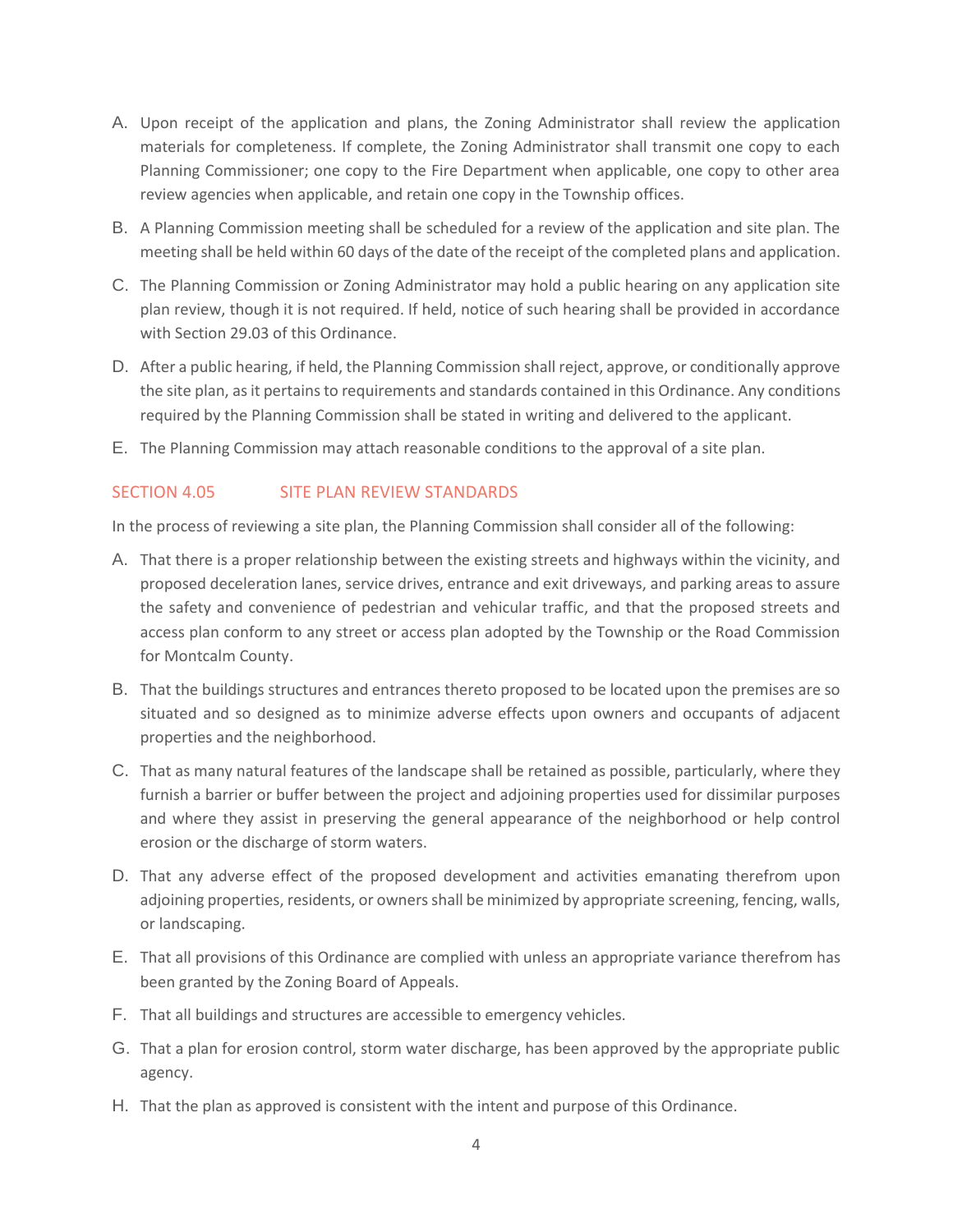A. Upon receipt of the application and plans, the Zoning Administrator shall review the application materials for completeness. If complete, the Zoning Administrator shall transmit one copy to each Planning Commissioner; one copy to the Fire Department when applicable, one copy to other area review agencies when applicable, and retain one copy in the Township offices.

B. A Planning Commission meeting shall be scheduled for a review of the application and site plan. The meeting shall be held within 60 days of the date of the receipt of the completed plans and application.

C. The Planning Commission or Zoning Administrator may hold a public hearing on any application site plan review, though it is not required. If held, notice of such hearing shall be provided in accordance with Section 29.03 of this Ordinance.

D. After a public hearing, if held, the Planning Commission shall reject, approve, or conditionally approve the site plan, as it pertains to requirements and standards contained in this Ordinance. Any conditions required by the Planning Commission shall be stated in writing and delivered to the applicant.

E. The Planning Commission may attach reasonable conditions to the approval of a site plan.

## SECTION 4.05 SITE PLAN REVIEW STANDARDS

In the process of reviewing a site plan, the Planning Commission shall consider all of the following:

A. That there is a proper relationship between the existing streets and highways within the vicinity, and proposed deceleration lanes, service drives, entrance and exit driveways, and parking areas to assure the safety and convenience of pedestrian and vehicular traffic, and that the proposed streets and access plan conform to any street or access plan adopted by the Township or the Road Commission for Montcalm County.

B. That the buildings structures and entrances thereto proposed to be located upon the premises are so situated and so designed as to minimize adverse effects upon owners and occupants of adjacent properties and the neighborhood.

C. That as many natural features of the landscape shall be retained as possible, particularly, where they furnish a barrier or buffer between the project and adjoining properties used for dissimilar purposes and where they assist in preserving the general appearance of the neighborhood or help control erosion or the discharge of storm waters.

D. That any adverse effect of the proposed development and activities emanating therefrom upon adjoining properties, residents, or owners shall be minimized by appropriate screening, fencing, walls, or landscaping.

E. That all provisions of this Ordinance are complied with unless an appropriate variance therefrom has been granted by the Zoning Board of Appeals.

F. That all buildings and structures are accessible to emergency vehicles.

G. That a plan for erosion control, storm water discharge, has been approved by the appropriate public agency.

H. That the plan as approved is consistent with the intent and purpose of this Ordinance.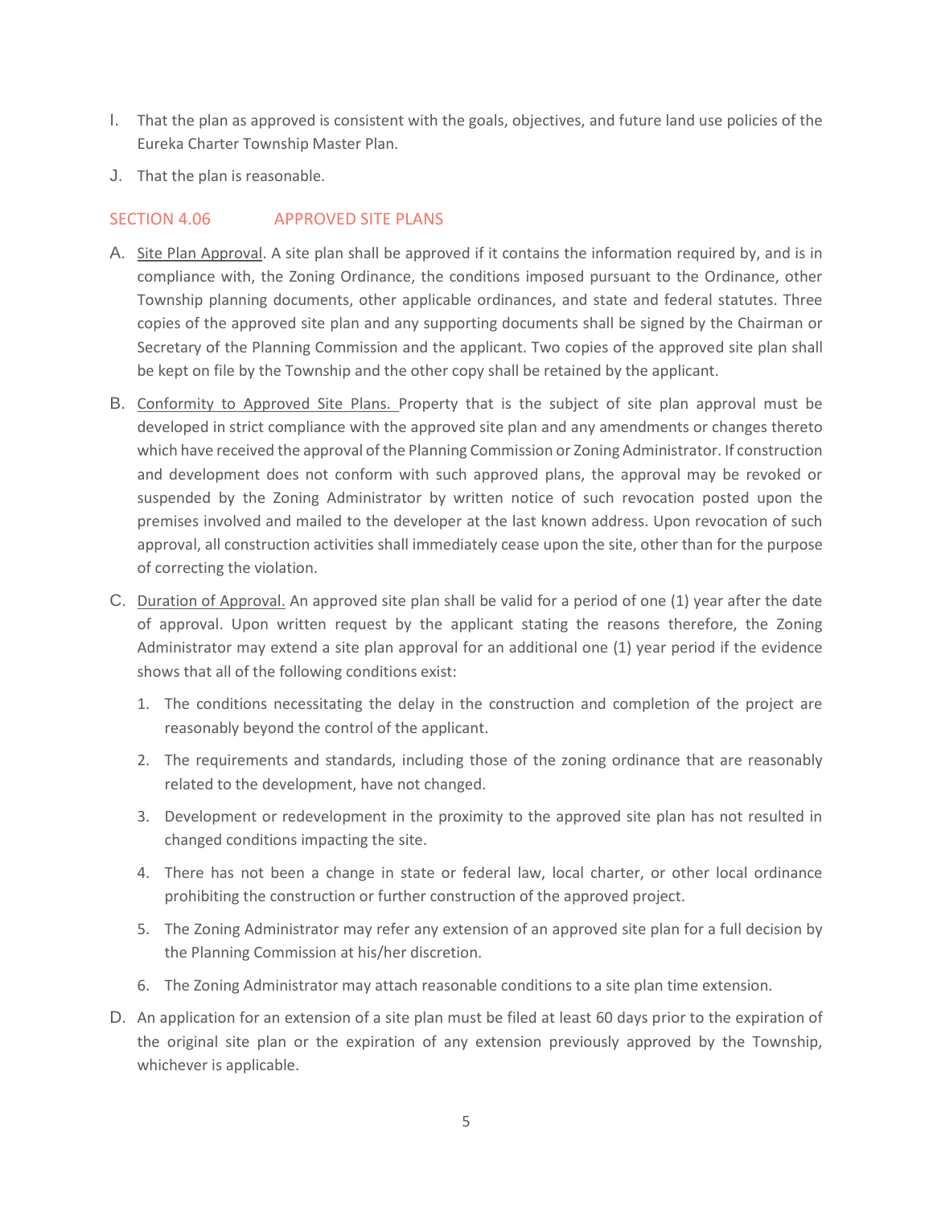I. That the plan as approved is consistent with the goals, objectives, and future land use policies of the Eureka Charter Township Master Plan.

J. That the plan is reasonable.

## SECTION 4.06 APPROVED SITE PLANS

A. Site Plan Approval. A site plan shall be approved if it contains the information required by, and is in compliance with, the Zoning Ordinance, the conditions imposed pursuant to the Ordinance, other Township planning documents, other applicable ordinances, and state and federal statutes. Three copies of the approved site plan and any supporting documents shall be signed by the Chairman or Secretary of the Planning Commission and the applicant. Two copies of the approved site plan shall be kept on file by the Township and the other copy shall be retained by the applicant.

B. Conformity to Approved Site Plans. Property that is the subject of site plan approval must be developed in strict compliance with the approved site plan and any amendments or changes thereto which have received the approval of the Planning Commission or Zoning Administrator. If construction and development does not conform with such approved plans, the approval may be revoked or suspended by the Zoning Administrator by written notice of such revocation posted upon the premises involved and mailed to the developer at the last known address. Upon revocation of such approval, all construction activities shall immediately cease upon the site, other than for the purpose of correcting the violation.

C. Duration of Approval. An approved site plan shall be valid for a period of one (1) year after the date of approval. Upon written request by the applicant stating the reasons therefore, the Zoning Administrator may extend a site plan approval for an additional one (1) year period if the evidence shows that all of the following conditions exist:

1. The conditions necessitating the delay in the construction and completion of the project are reasonably beyond the control of the applicant.
2. The requirements and standards, including those of the zoning ordinance that are reasonably related to the development, have not changed.
3. Development or redevelopment in the proximity to the approved site plan has not resulted in changed conditions impacting the site.
4. There has not been a change in state or federal law, local charter, or other local ordinance prohibiting the construction or further construction of the approved project.
5. The Zoning Administrator may refer any extension of an approved site plan for a full decision by the Planning Commission at his/her discretion.
6. The Zoning Administrator may attach reasonable conditions to a site plan time extension.

D. An application for an extension of a site plan must be filed at least 60 days prior to the expiration of the original site plan or the expiration of any extension previously approved by the Township, whichever is applicable.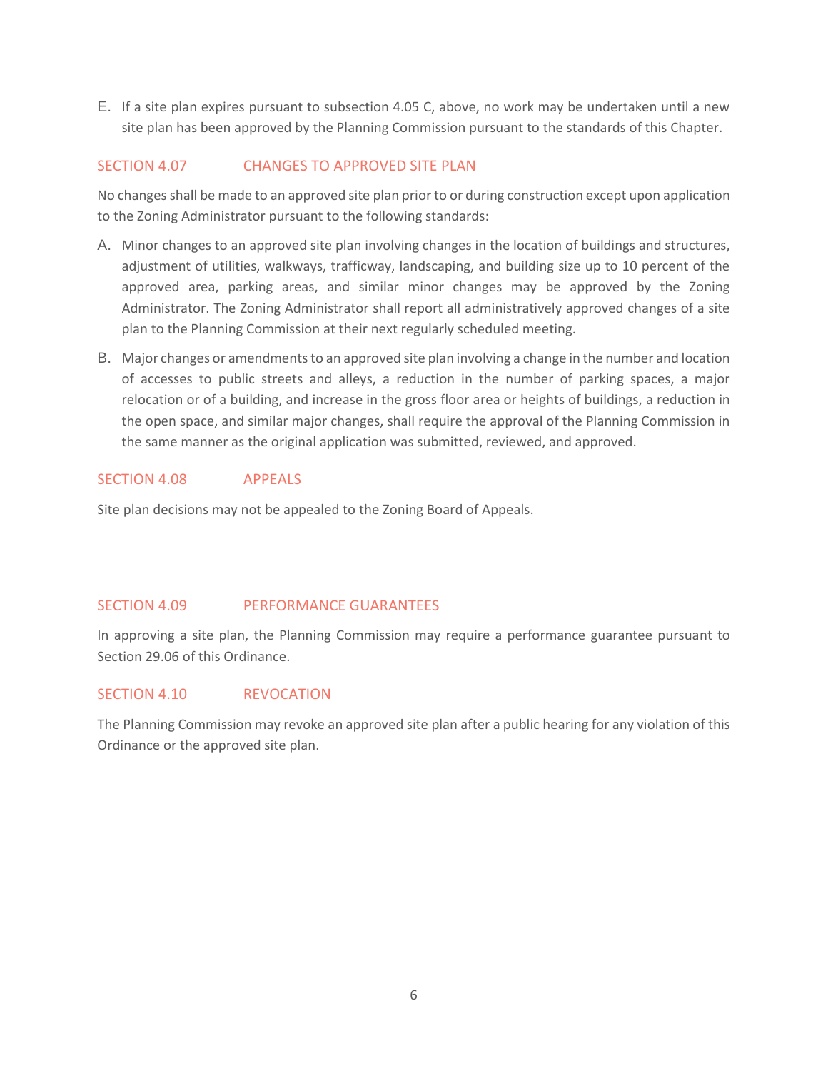E. If a site plan expires pursuant to subsection 4.05 C, above, no work may be undertaken until a new site plan has been approved by the Planning Commission pursuant to the standards of this Chapter.

## SECTION 4.07 CHANGES TO APPROVED SITE PLAN

No changes shall be made to an approved site plan prior to or during construction except upon application to the Zoning Administrator pursuant to the following standards:

A. Minor changes to an approved site plan involving changes in the location of buildings and structures, adjustment of utilities, walkways, trafficway, landscaping, and building size up to 10 percent of the approved area, parking areas, and similar minor changes may be approved by the Zoning Administrator. The Zoning Administrator shall report all administratively approved changes of a site plan to the Planning Commission at their next regularly scheduled meeting.

B. Major changes or amendments to an approved site plan involving a change in the number and location of accesses to public streets and alleys, a reduction in the number of parking spaces, a major relocation or of a building, and increase in the gross floor area or heights of buildings, a reduction in the open space, and similar major changes, shall require the approval of the Planning Commission in the same manner as the original application was submitted, reviewed, and approved.

## SECTION 4.08 APPEALS

Site plan decisions may not be appealed to the Zoning Board of Appeals.

## SECTION 4.09 PERFORMANCE GUARANTEES

In approving a site plan, the Planning Commission may require a performance guarantee pursuant to Section 29.06 of this Ordinance.

## SECTION 4.10 REVOCATION

The Planning Commission may revoke an approved site plan after a public hearing for any violation of this Ordinance or the approved site plan.